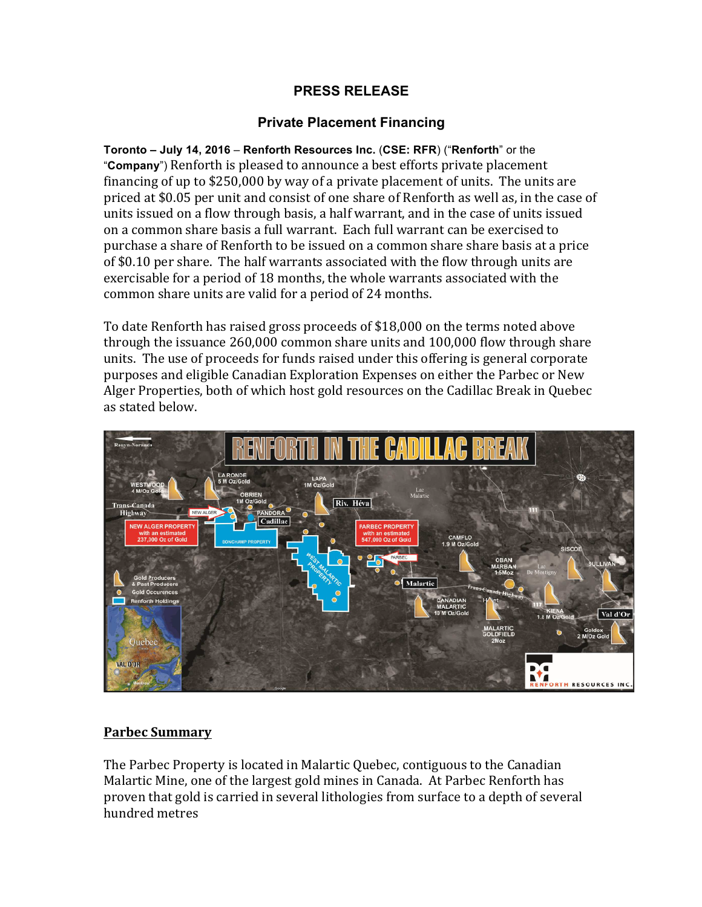# PRESS RELEASE

## Private Placement Financing

**Toronto – July 14, 2016** – **Renforth Resources Inc.** (**CSE: RFR**) ("**Renforth**" or the "**Company**") Renforth is pleased to announce a best efforts private placement financing of up to $250,000 by way of a private placement of units. The units are priced at $0.05 per unit and consist of one share of Renforth as well as, in the case of units issued on a flow through basis, a half warrant, and in the case of units issued on a common share basis a full warrant. Each full warrant can be exercised to purchase a share of Renforth to be issued on a common share share basis at a price of $0.10 per share. The half warrants associated with the flow through units are exercisable for a period of 18 months, the whole warrants associated with the common share units are valid for a period of 24 months.

To date Renforth has raised gross proceeds of $18,000 on the terms noted above through the issuance 260,000 common share units and 100,000 flow through share units. The use of proceeds for funds raised under this offering is general corporate purposes and eligible Canadian Exploration Expenses on either the Parbec or New Alger Properties, both of which host gold resources on the Cadillac Break in Quebec as stated below.

**Parbec Summary**

The Parbec Property is located in Malartic Quebec, contiguous to the Canadian Malartic Mine, one of the largest gold mines in Canada. At Parbec Renforth has proven that gold is carried in several lithologies from surface to a depth of several hundred metres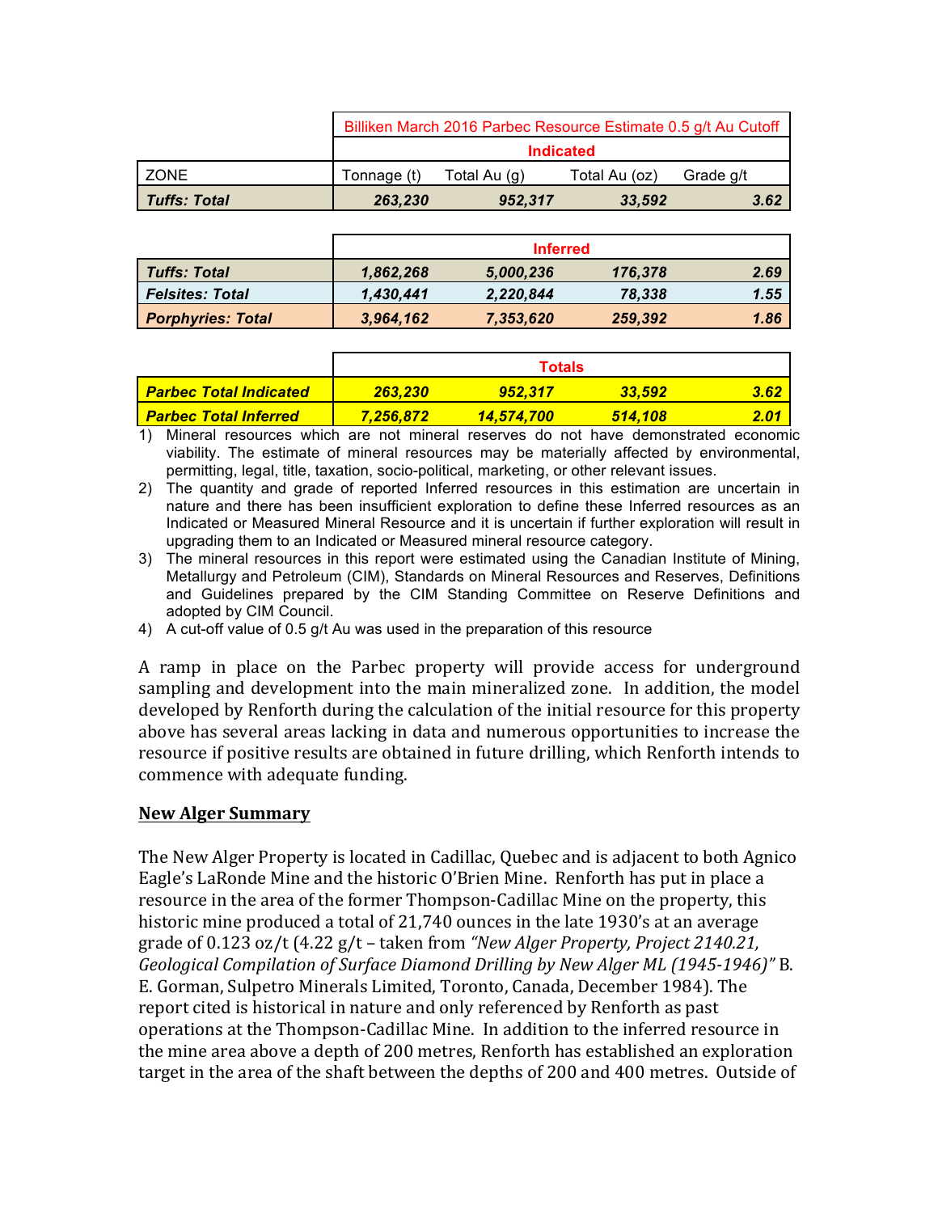| | Billiken March 2016 Parbec Resource Estimate 0.5 g/t Au Cutoff | | | |
|---|---|---|---|---|
| | **Indicated** | | | |
| ZONE | Tonnage (t) | Total Au (g) | Total Au (oz) | Grade g/t |
| ***Tuffs: Total*** | ***263,230*** | ***952,317*** | ***33,592*** | ***3.62*** |
| | **Inferred** | | | |
| ***Tuffs: Total*** | ***1,862,268*** | ***5,000,236*** | ***176,378*** | ***2.69*** |
| ***Felsites: Total*** | ***1,430,441*** | ***2,220,844*** | ***78,338*** | ***1.55*** |
| ***Porphyries: Total*** | ***3,964,162*** | ***7,353,620*** | ***259,392*** | ***1.86*** |
| | **Totals** | | | |
| ***Parbec Total Indicated*** | ***263,230*** | ***952,317*** | ***33,592*** | ***3.62*** |
| ***Parbec Total Inferred*** | ***7,256,872*** | ***14,574,700*** | ***514,108*** | ***2.01*** |

1) Mineral resources which are not mineral reserves do not have demonstrated economic viability. The estimate of mineral resources may be materially affected by environmental, permitting, legal, title, taxation, socio-political, marketing, or other relevant issues.
2) The quantity and grade of reported Inferred resources in this estimation are uncertain in nature and there has been insufficient exploration to define these Inferred resources as an Indicated or Measured Mineral Resource and it is uncertain if further exploration will result in upgrading them to an Indicated or Measured mineral resource category.
3) The mineral resources in this report were estimated using the Canadian Institute of Mining, Metallurgy and Petroleum (CIM), Standards on Mineral Resources and Reserves, Definitions and Guidelines prepared by the CIM Standing Committee on Reserve Definitions and adopted by CIM Council.
4) A cut-off value of 0.5 g/t Au was used in the preparation of this resource

A ramp in place on the Parbec property will provide access for underground sampling and development into the main mineralized zone. In addition, the model developed by Renforth during the calculation of the initial resource for this property above has several areas lacking in data and numerous opportunities to increase the resource if positive results are obtained in future drilling, which Renforth intends to commence with adequate funding.

**New Alger Summary**

The New Alger Property is located in Cadillac, Quebec and is adjacent to both Agnico Eagle's LaRonde Mine and the historic O'Brien Mine. Renforth has put in place a resource in the area of the former Thompson-Cadillac Mine on the property, this historic mine produced a total of 21,740 ounces in the late 1930's at an average grade of 0.123 oz/t (4.22 g/t – taken from *"New Alger Property, Project 2140.21, Geological Compilation of Surface Diamond Drilling by New Alger ML (1945-1946)"* B. E. Gorman, Sulpetro Minerals Limited, Toronto, Canada, December 1984). The report cited is historical in nature and only referenced by Renforth as past operations at the Thompson-Cadillac Mine. In addition to the inferred resource in the mine area above a depth of 200 metres, Renforth has established an exploration target in the area of the shaft between the depths of 200 and 400 metres. Outside of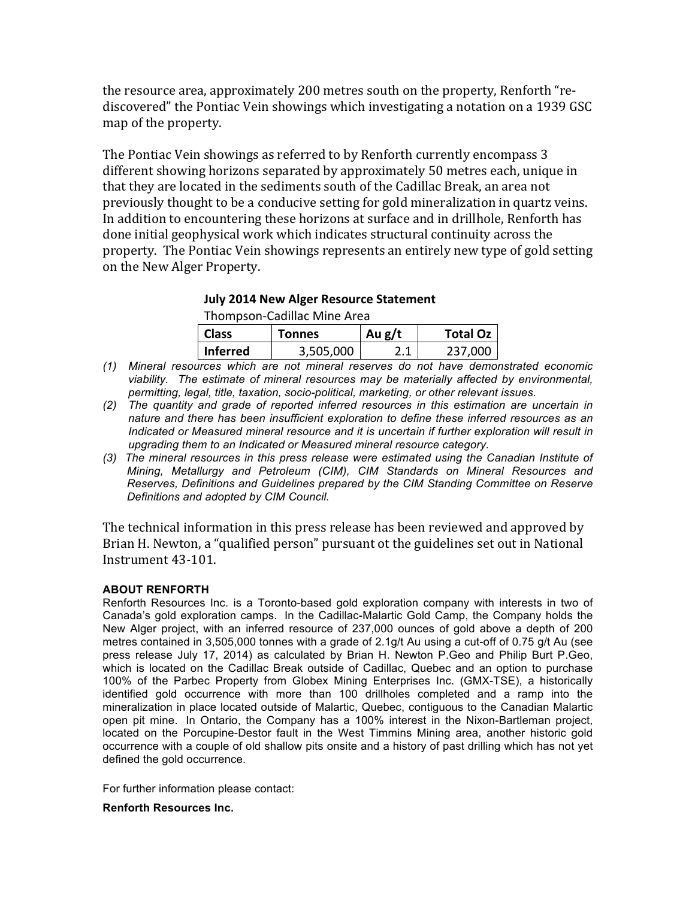the resource area, approximately 200 metres south on the property, Renforth "re-discovered" the Pontiac Vein showings which investigating a notation on a 1939 GSC map of the property.

The Pontiac Vein showings as referred to by Renforth currently encompass 3 different showing horizons separated by approximately 50 metres each, unique in that they are located in the sediments south of the Cadillac Break, an area not previously thought to be a conducive setting for gold mineralization in quartz veins. In addition to encountering these horizons at surface and in drillhole, Renforth has done initial geophysical work which indicates structural continuity across the property. The Pontiac Vein showings represents an entirely new type of gold setting on the New Alger Property.

**July 2014 New Alger Resource Statement**

Thompson-Cadillac Mine Area

| Class | Tonnes | Au g/t | Total Oz |
|---|---|---|---|
| **Inferred** | 3,505,000 | 2.1 | 237,000 |

*(1) Mineral resources which are not mineral reserves do not have demonstrated economic viability. The estimate of mineral resources may be materially affected by environmental, permitting, legal, title, taxation, socio-political, marketing, or other relevant issues.*

*(2) The quantity and grade of reported inferred resources in this estimation are uncertain in nature and there has been insufficient exploration to define these inferred resources as an Indicated or Measured mineral resource and it is uncertain if further exploration will result in upgrading them to an Indicated or Measured mineral resource category.*

*(3) The mineral resources in this press release were estimated using the Canadian Institute of Mining, Metallurgy and Petroleum (CIM), CIM Standards on Mineral Resources and Reserves, Definitions and Guidelines prepared by the CIM Standing Committee on Reserve Definitions and adopted by CIM Council.*

The technical information in this press release has been reviewed and approved by Brian H. Newton, a "qualified person" pursuant ot the guidelines set out in National Instrument 43-101.

**ABOUT RENFORTH**

Renforth Resources Inc. is a Toronto-based gold exploration company with interests in two of Canada's gold exploration camps. In the Cadillac-Malartic Gold Camp, the Company holds the New Alger project, with an inferred resource of 237,000 ounces of gold above a depth of 200 metres contained in 3,505,000 tonnes with a grade of 2.1g/t Au using a cut-off of 0.75 g/t Au (see press release July 17, 2014) as calculated by Brian H. Newton P.Geo and Philip Burt P.Geo, which is located on the Cadillac Break outside of Cadillac, Quebec and an option to purchase 100% of the Parbec Property from Globex Mining Enterprises Inc. (GMX-TSE), a historically identified gold occurrence with more than 100 drillholes completed and a ramp into the mineralization in place located outside of Malartic, Quebec, contiguous to the Canadian Malartic open pit mine. In Ontario, the Company has a 100% interest in the Nixon-Bartleman project, located on the Porcupine-Destor fault in the West Timmins Mining area, another historic gold occurrence with a couple of old shallow pits onsite and a history of past drilling which has not yet defined the gold occurrence.

For further information please contact:

**Renforth Resources Inc.**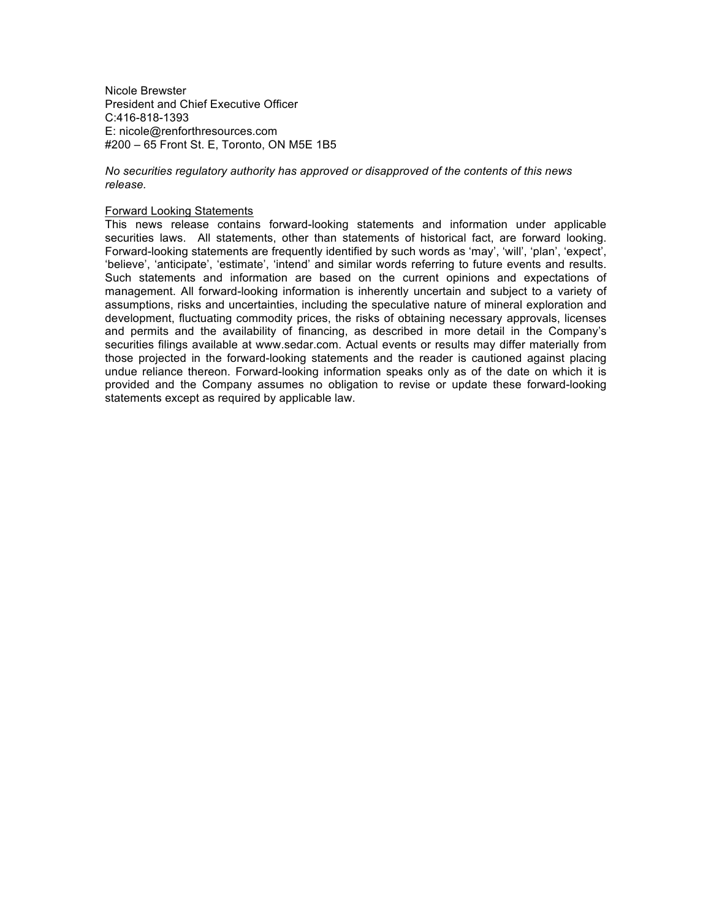Nicole Brewster
President and Chief Executive Officer
C:416-818-1393
E: nicole@renforthresources.com
#200 – 65 Front St. E, Toronto, ON M5E 1B5

*No securities regulatory authority has approved or disapproved of the contents of this news release.*

Forward Looking Statements

This news release contains forward-looking statements and information under applicable securities laws. All statements, other than statements of historical fact, are forward looking. Forward-looking statements are frequently identified by such words as 'may', 'will', 'plan', 'expect', 'believe', 'anticipate', 'estimate', 'intend' and similar words referring to future events and results. Such statements and information are based on the current opinions and expectations of management. All forward-looking information is inherently uncertain and subject to a variety of assumptions, risks and uncertainties, including the speculative nature of mineral exploration and development, fluctuating commodity prices, the risks of obtaining necessary approvals, licenses and permits and the availability of financing, as described in more detail in the Company's securities filings available at www.sedar.com. Actual events or results may differ materially from those projected in the forward-looking statements and the reader is cautioned against placing undue reliance thereon. Forward-looking information speaks only as of the date on which it is provided and the Company assumes no obligation to revise or update these forward-looking statements except as required by applicable law.